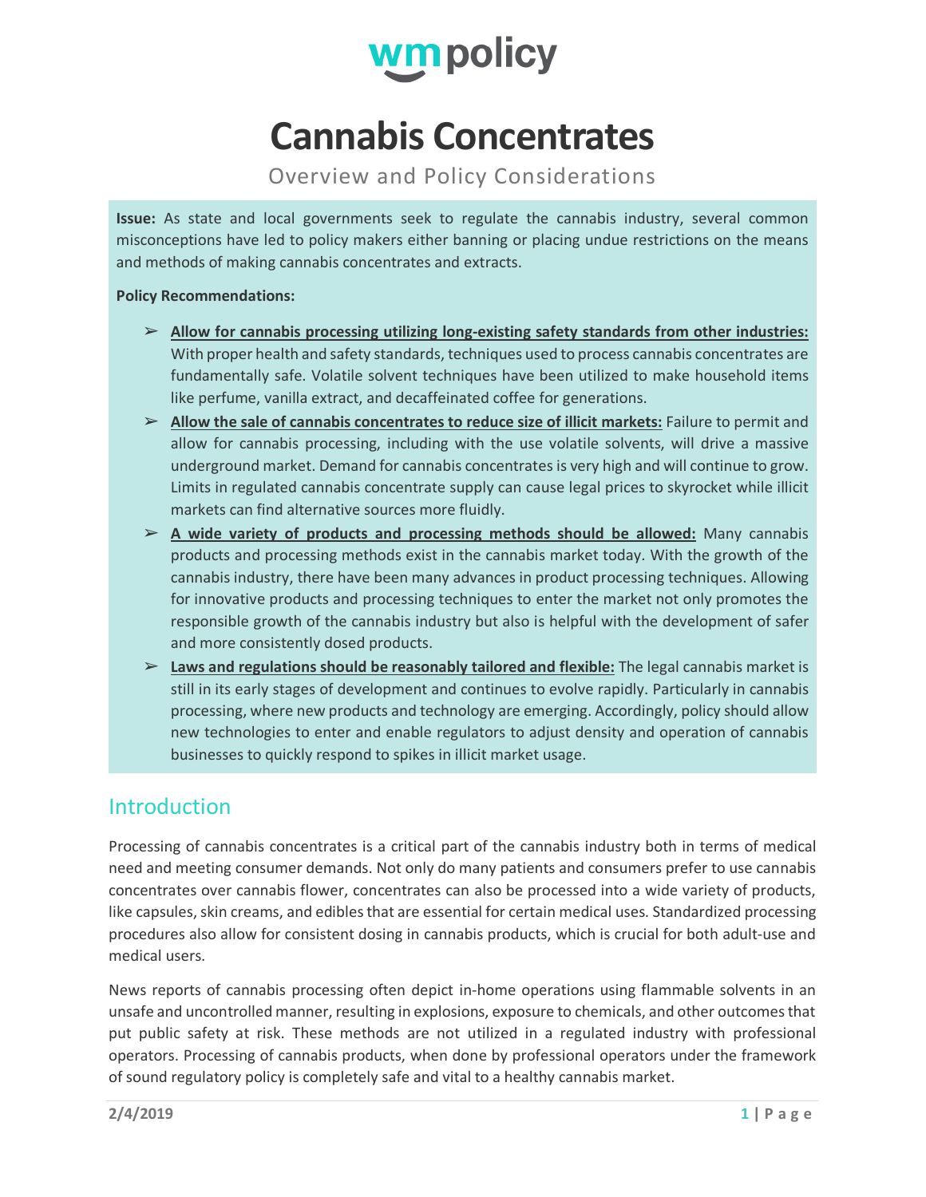**wmpolicy**

# Cannabis Concentrates

Overview and Policy Considerations

**Issue:** As state and local governments seek to regulate the cannabis industry, several common misconceptions have led to policy makers either banning or placing undue restrictions on the means and methods of making cannabis concentrates and extracts.

**Policy Recommendations:**

- **Allow for cannabis processing utilizing long-existing safety standards from other industries:** With proper health and safety standards, techniques used to process cannabis concentrates are fundamentally safe. Volatile solvent techniques have been utilized to make household items like perfume, vanilla extract, and decaffeinated coffee for generations.
- **Allow the sale of cannabis concentrates to reduce size of illicit markets:** Failure to permit and allow for cannabis processing, including with the use volatile solvents, will drive a massive underground market. Demand for cannabis concentrates is very high and will continue to grow. Limits in regulated cannabis concentrate supply can cause legal prices to skyrocket while illicit markets can find alternative sources more fluidly.
- **A wide variety of products and processing methods should be allowed:** Many cannabis products and processing methods exist in the cannabis market today. With the growth of the cannabis industry, there have been many advances in product processing techniques. Allowing for innovative products and processing techniques to enter the market not only promotes the responsible growth of the cannabis industry but also is helpful with the development of safer and more consistently dosed products.
- **Laws and regulations should be reasonably tailored and flexible:** The legal cannabis market is still in its early stages of development and continues to evolve rapidly. Particularly in cannabis processing, where new products and technology are emerging. Accordingly, policy should allow new technologies to enter and enable regulators to adjust density and operation of cannabis businesses to quickly respond to spikes in illicit market usage.

## Introduction

Processing of cannabis concentrates is a critical part of the cannabis industry both in terms of medical need and meeting consumer demands. Not only do many patients and consumers prefer to use cannabis concentrates over cannabis flower, concentrates can also be processed into a wide variety of products, like capsules, skin creams, and edibles that are essential for certain medical uses. Standardized processing procedures also allow for consistent dosing in cannabis products, which is crucial for both adult-use and medical users.

News reports of cannabis processing often depict in-home operations using flammable solvents in an unsafe and uncontrolled manner, resulting in explosions, exposure to chemicals, and other outcomes that put public safety at risk. These methods are not utilized in a regulated industry with professional operators. Processing of cannabis products, when done by professional operators under the framework of sound regulatory policy is completely safe and vital to a healthy cannabis market.

2/4/2019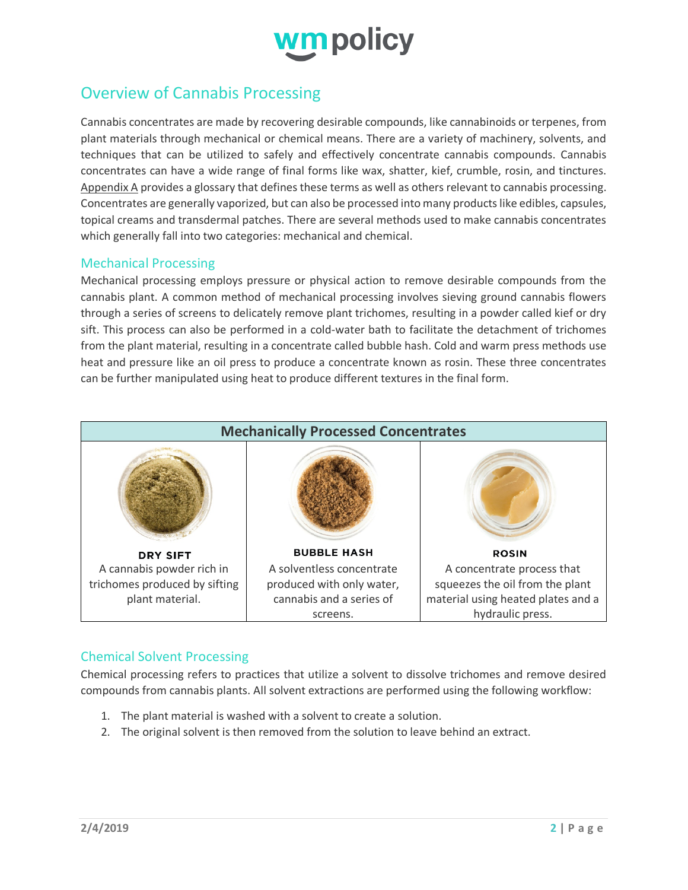## Overview of Cannabis Processing

Cannabis concentrates are made by recovering desirable compounds, like cannabinoids or terpenes, from plant materials through mechanical or chemical means. There are a variety of machinery, solvents, and techniques that can be utilized to safely and effectively concentrate cannabis compounds. Cannabis concentrates can have a wide range of final forms like wax, shatter, kief, crumble, rosin, and tinctures. Appendix A provides a glossary that defines these terms as well as others relevant to cannabis processing. Concentrates are generally vaporized, but can also be processed into many products like edibles, capsules, topical creams and transdermal patches. There are several methods used to make cannabis concentrates which generally fall into two categories: mechanical and chemical.

### Mechanical Processing

Mechanical processing employs pressure or physical action to remove desirable compounds from the cannabis plant. A common method of mechanical processing involves sieving ground cannabis flowers through a series of screens to delicately remove plant trichomes, resulting in a powder called kief or dry sift. This process can also be performed in a cold-water bath to facilitate the detachment of trichomes from the plant material, resulting in a concentrate called bubble hash. Cold and warm press methods use heat and pressure like an oil press to produce a concentrate known as rosin. These three concentrates can be further manipulated using heat to produce different textures in the final form.

| Mechanically Processed Concentrates | | |
|---|---|---|
| **DRY SIFT**<br>A cannabis powder rich in trichomes produced by sifting plant material. | **BUBBLE HASH**<br>A solventless concentrate produced with only water, cannabis and a series of screens. | **ROSIN**<br>A concentrate process that squeezes the oil from the plant material using heated plates and a hydraulic press. |

### Chemical Solvent Processing

Chemical processing refers to practices that utilize a solvent to dissolve trichomes and remove desired compounds from cannabis plants. All solvent extractions are performed using the following workflow:

1. The plant material is washed with a solvent to create a solution.
2. The original solvent is then removed from the solution to leave behind an extract.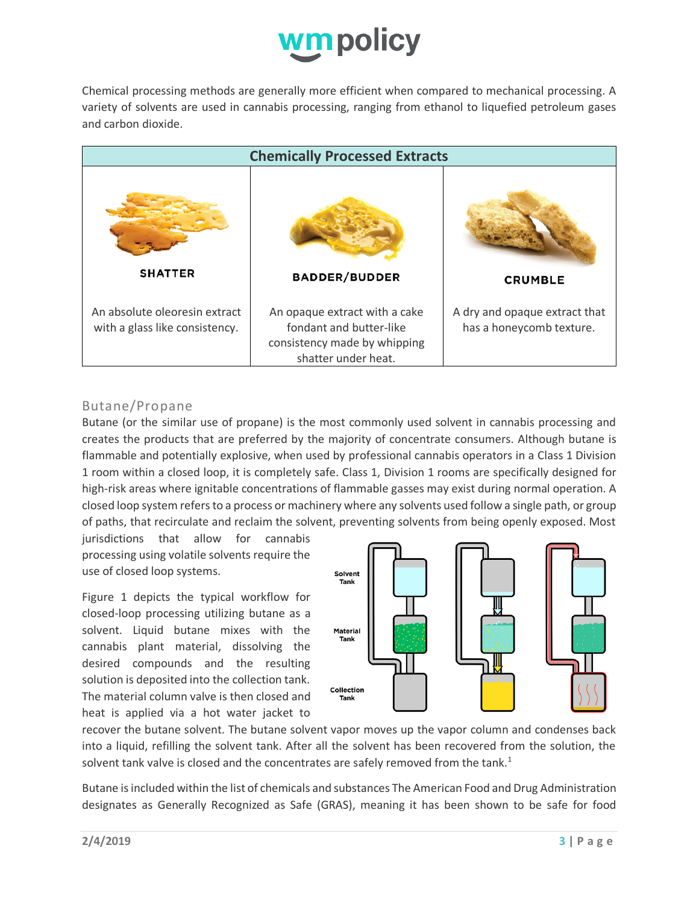Chemical processing methods are generally more efficient when compared to mechanical processing. A variety of solvents are used in cannabis processing, ranging from ethanol to liquefied petroleum gases and carbon dioxide.

| Chemically Processed Extracts | | |
|---|---|---|
| **SHATTER** | **BADDER/BUDDER** | **CRUMBLE** |
| An absolute oleoresin extract with a glass like consistency. | An opaque extract with a cake fondant and butter-like consistency made by whipping shatter under heat. | A dry and opaque extract that has a honeycomb texture. |

## Butane/Propane

Butane (or the similar use of propane) is the most commonly used solvent in cannabis processing and creates the products that are preferred by the majority of concentrate consumers. Although butane is flammable and potentially explosive, when used by professional cannabis operators in a Class 1 Division 1 room within a closed loop, it is completely safe. Class 1, Division 1 rooms are specifically designed for high-risk areas where ignitable concentrations of flammable gasses may exist during normal operation. A closed loop system refers to a process or machinery where any solvents used follow a single path, or group of paths, that recirculate and reclaim the solvent, preventing solvents from being openly exposed. Most jurisdictions that allow for cannabis processing using volatile solvents require the use of closed loop systems.

Solvent Tank

Material Tank

Collection Tank

Figure 1 depicts the typical workflow for closed-loop processing utilizing butane as a solvent. Liquid butane mixes with the cannabis plant material, dissolving the desired compounds and the resulting solution is deposited into the collection tank. The material column valve is then closed and heat is applied via a hot water jacket to recover the butane solvent. The butane solvent vapor moves up the vapor column and condenses back into a liquid, refilling the solvent tank. After all the solvent has been recovered from the solution, the solvent tank valve is closed and the concentrates are safely removed from the tank.[1]

Butane is included within the list of chemicals and substances The American Food and Drug Administration designates as Generally Recognized as Safe (GRAS), meaning it has been shown to be safe for food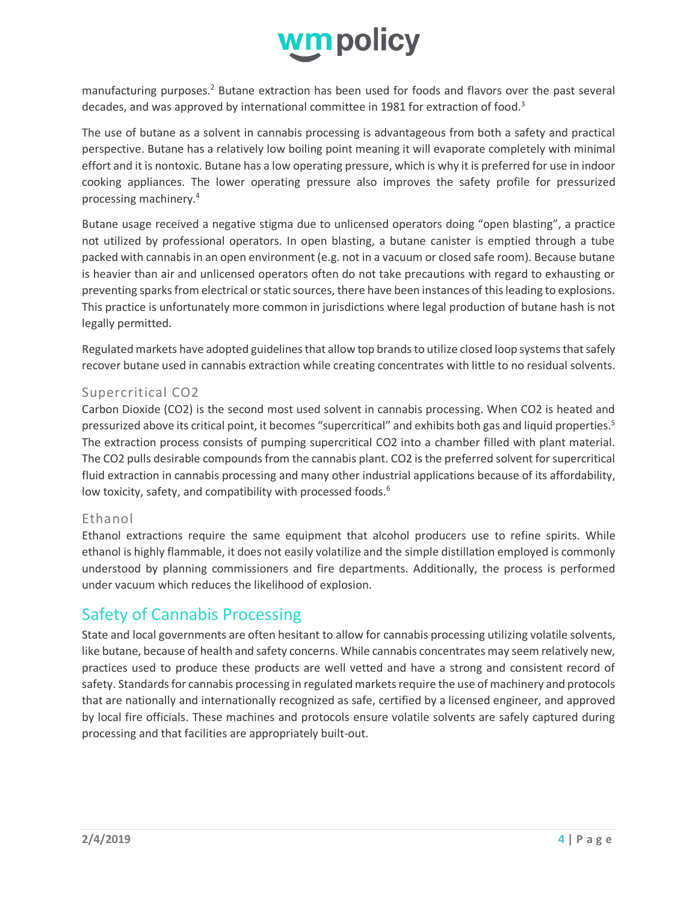manufacturing purposes.[2] Butane extraction has been used for foods and flavors over the past several decades, and was approved by international committee in 1981 for extraction of food.[3]

The use of butane as a solvent in cannabis processing is advantageous from both a safety and practical perspective. Butane has a relatively low boiling point meaning it will evaporate completely with minimal effort and it is nontoxic. Butane has a low operating pressure, which is why it is preferred for use in indoor cooking appliances. The lower operating pressure also improves the safety profile for pressurized processing machinery.[4]

Butane usage received a negative stigma due to unlicensed operators doing "open blasting", a practice not utilized by professional operators. In open blasting, a butane canister is emptied through a tube packed with cannabis in an open environment (e.g. not in a vacuum or closed safe room). Because butane is heavier than air and unlicensed operators often do not take precautions with regard to exhausting or preventing sparks from electrical or static sources, there have been instances of this leading to explosions. This practice is unfortunately more common in jurisdictions where legal production of butane hash is not legally permitted.

Regulated markets have adopted guidelines that allow top brands to utilize closed loop systems that safely recover butane used in cannabis extraction while creating concentrates with little to no residual solvents.

### Supercritical $CO_2$

Carbon Dioxide ($CO_2$) is the second most used solvent in cannabis processing. When $CO_2$ is heated and pressurized above its critical point, it becomes "supercritical" and exhibits both gas and liquid properties.[5] The extraction process consists of pumping supercritical $CO_2$ into a chamber filled with plant material. The $CO_2$ pulls desirable compounds from the cannabis plant. $CO_2$ is the preferred solvent for supercritical fluid extraction in cannabis processing and many other industrial applications because of its affordability, low toxicity, safety, and compatibility with processed foods.[6]

### Ethanol

Ethanol extractions require the same equipment that alcohol producers use to refine spirits. While ethanol is highly flammable, it does not easily volatilize and the simple distillation employed is commonly understood by planning commissioners and fire departments. Additionally, the process is performed under vacuum which reduces the likelihood of explosion.

## Safety of Cannabis Processing

State and local governments are often hesitant to allow for cannabis processing utilizing volatile solvents, like butane, because of health and safety concerns. While cannabis concentrates may seem relatively new, practices used to produce these products are well vetted and have a strong and consistent record of safety. Standards for cannabis processing in regulated markets require the use of machinery and protocols that are nationally and internationally recognized as safe, certified by a licensed engineer, and approved by local fire officials. These machines and protocols ensure volatile solvents are safely captured during processing and that facilities are appropriately built-out.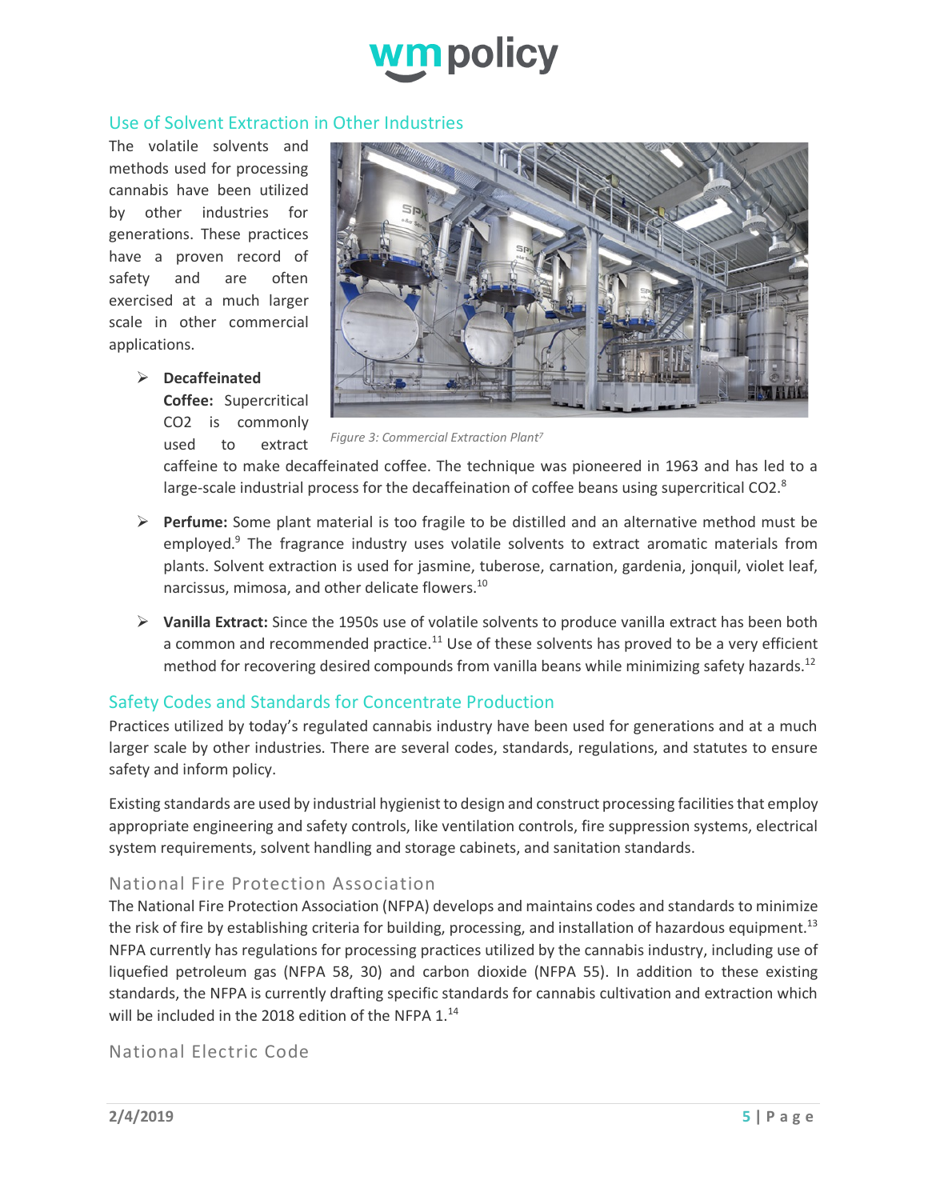## Use of Solvent Extraction in Other Industries

The volatile solvents and methods used for processing cannabis have been utilized by other industries for generations. These practices have a proven record of safety and are often exercised at a much larger scale in other commercial applications.

*Figure 3: Commercial Extraction Plant*[7]

- **Decaffeinated Coffee:** Supercritical CO2 is commonly used to extract caffeine to make decaffeinated coffee. The technique was pioneered in 1963 and has led to a large-scale industrial process for the decaffeination of coffee beans using supercritical CO2.[8]
- **Perfume:** Some plant material is too fragile to be distilled and an alternative method must be employed.[9] The fragrance industry uses volatile solvents to extract aromatic materials from plants. Solvent extraction is used for jasmine, tuberose, carnation, gardenia, jonquil, violet leaf, narcissus, mimosa, and other delicate flowers.[10]
- **Vanilla Extract:** Since the 1950s use of volatile solvents to produce vanilla extract has been both a common and recommended practice.[11] Use of these solvents has proved to be a very efficient method for recovering desired compounds from vanilla beans while minimizing safety hazards.[12]

## Safety Codes and Standards for Concentrate Production

Practices utilized by today's regulated cannabis industry have been used for generations and at a much larger scale by other industries. There are several codes, standards, regulations, and statutes to ensure safety and inform policy.

Existing standards are used by industrial hygienist to design and construct processing facilities that employ appropriate engineering and safety controls, like ventilation controls, fire suppression systems, electrical system requirements, solvent handling and storage cabinets, and sanitation standards.

### National Fire Protection Association

The National Fire Protection Association (NFPA) develops and maintains codes and standards to minimize the risk of fire by establishing criteria for building, processing, and installation of hazardous equipment.[13] NFPA currently has regulations for processing practices utilized by the cannabis industry, including use of liquefied petroleum gas (NFPA 58, 30) and carbon dioxide (NFPA 55). In addition to these existing standards, the NFPA is currently drafting specific standards for cannabis cultivation and extraction which will be included in the 2018 edition of the NFPA 1.[14]

### National Electric Code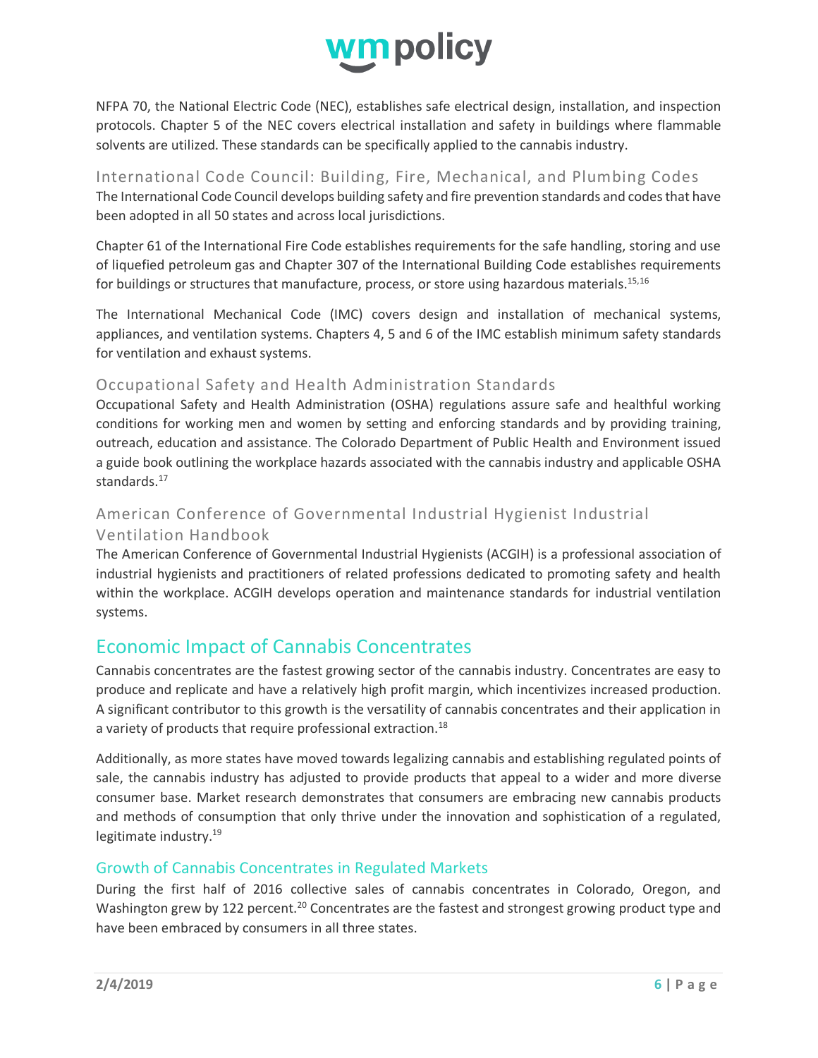NFPA 70, the National Electric Code (NEC), establishes safe electrical design, installation, and inspection protocols. Chapter 5 of the NEC covers electrical installation and safety in buildings where flammable solvents are utilized. These standards can be specifically applied to the cannabis industry.

### International Code Council: Building, Fire, Mechanical, and Plumbing Codes

The International Code Council develops building safety and fire prevention standards and codes that have been adopted in all 50 states and across local jurisdictions.

Chapter 61 of the International Fire Code establishes requirements for the safe handling, storing and use of liquefied petroleum gas and Chapter 307 of the International Building Code establishes requirements for buildings or structures that manufacture, process, or store using hazardous materials.[15,16]

The International Mechanical Code (IMC) covers design and installation of mechanical systems, appliances, and ventilation systems. Chapters 4, 5 and 6 of the IMC establish minimum safety standards for ventilation and exhaust systems.

### Occupational Safety and Health Administration Standards

Occupational Safety and Health Administration (OSHA) regulations assure safe and healthful working conditions for working men and women by setting and enforcing standards and by providing training, outreach, education and assistance. The Colorado Department of Public Health and Environment issued a guide book outlining the workplace hazards associated with the cannabis industry and applicable OSHA standards.[17]

### American Conference of Governmental Industrial Hygienist Industrial Ventilation Handbook

The American Conference of Governmental Industrial Hygienists (ACGIH) is a professional association of industrial hygienists and practitioners of related professions dedicated to promoting safety and health within the workplace. ACGIH develops operation and maintenance standards for industrial ventilation systems.

## Economic Impact of Cannabis Concentrates

Cannabis concentrates are the fastest growing sector of the cannabis industry. Concentrates are easy to produce and replicate and have a relatively high profit margin, which incentivizes increased production. A significant contributor to this growth is the versatility of cannabis concentrates and their application in a variety of products that require professional extraction.[18]

Additionally, as more states have moved towards legalizing cannabis and establishing regulated points of sale, the cannabis industry has adjusted to provide products that appeal to a wider and more diverse consumer base. Market research demonstrates that consumers are embracing new cannabis products and methods of consumption that only thrive under the innovation and sophistication of a regulated, legitimate industry.[19]

### Growth of Cannabis Concentrates in Regulated Markets

During the first half of 2016 collective sales of cannabis concentrates in Colorado, Oregon, and Washington grew by 122 percent.[20] Concentrates are the fastest and strongest growing product type and have been embraced by consumers in all three states.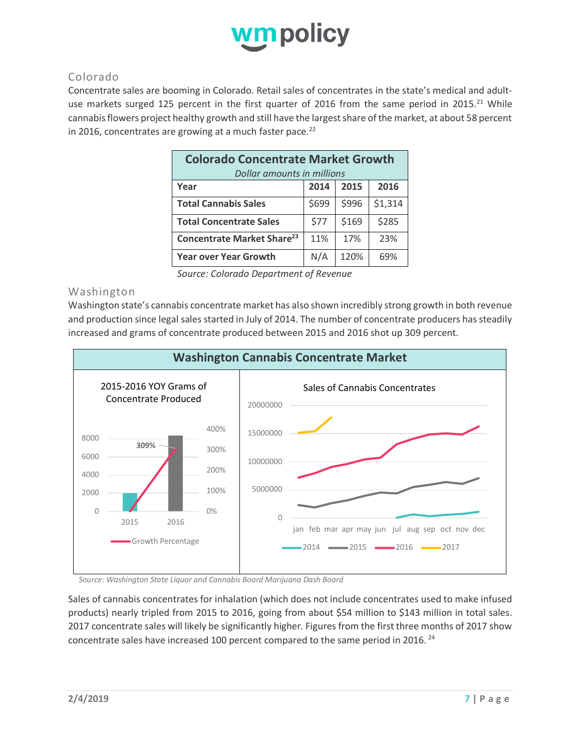## Colorado

Concentrate sales are booming in Colorado. Retail sales of concentrates in the state's medical and adult-use markets surged 125 percent in the first quarter of 2016 from the same period in 2015.[21] While cannabis flowers project healthy growth and still have the largest share of the market, at about 58 percent in 2016, concentrates are growing at a much faster pace.[22]

| Colorado Concentrate Market Growth *Dollar amounts in millions* | | | |
|---|---|---|---|
| **Year** | **2014** | **2015** | **2016** |
| **Total Cannabis Sales** | $699 | $996 | $1,314 |
| **Total Concentrate Sales** | $77 | $169 | $285 |
| **Concentrate Market Share[23]** | 11% | 17% | 23% |
| **Year over Year Growth** | N/A | 120% | 69% |

*Source: Colorado Department of Revenue*

## Washington

Washington state's cannabis concentrate market has also shown incredibly strong growth in both revenue and production since legal sales started in July of 2014. The number of concentrate producers has steadily increased and grams of concentrate produced between 2015 and 2016 shot up 309 percent.

**Washington Cannabis Concentrate Market**

*Source: Washington State Liquor and Cannabis Board Marijuana Dash Board*

Sales of cannabis concentrates for inhalation (which does not include concentrates used to make infused products) nearly tripled from 2015 to 2016, going from about $54 million to $143 million in total sales. 2017 concentrate sales will likely be significantly higher. Figures from the first three months of 2017 show concentrate sales have increased 100 percent compared to the same period in 2016.[24]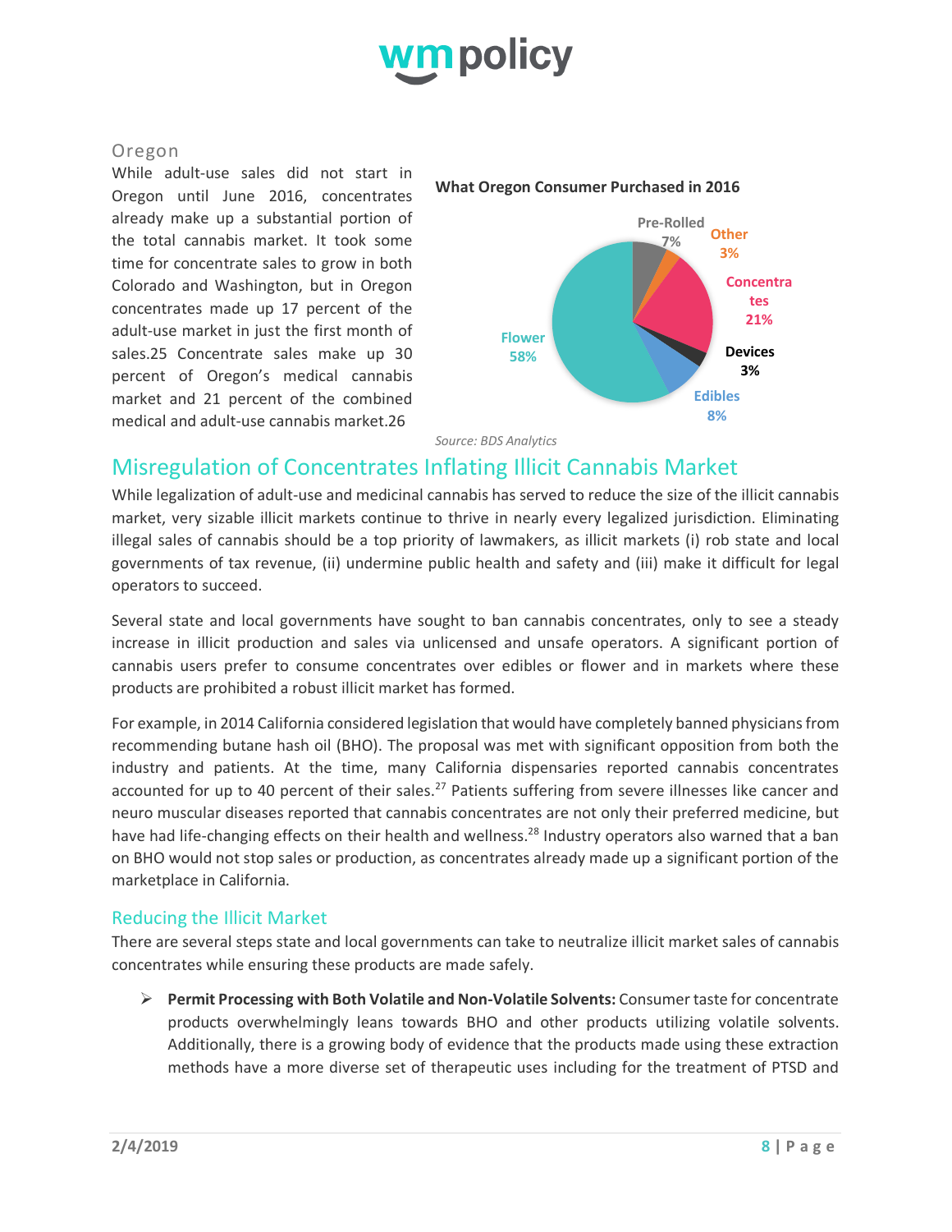### Oregon

While adult-use sales did not start in Oregon until June 2016, concentrates already make up a substantial portion of the total cannabis market. It took some time for concentrate sales to grow in both Colorado and Washington, but in Oregon concentrates made up 17 percent of the adult-use market in just the first month of sales.25 Concentrate sales make up 30 percent of Oregon's medical cannabis market and 21 percent of the combined medical and adult-use cannabis market.26

**What Oregon Consumer Purchased in 2016**

| Category | Share |
| --- | --- |
| Flower | 58% |
| Concentrates | 21% |
| Edibles | 8% |
| Pre-Rolled | 7% |
| Other | 3% |
| Devices | 3% |

*Source: BDS Analytics*

## Misregulation of Concentrates Inflating Illicit Cannabis Market

While legalization of adult-use and medicinal cannabis has served to reduce the size of the illicit cannabis market, very sizable illicit markets continue to thrive in nearly every legalized jurisdiction. Eliminating illegal sales of cannabis should be a top priority of lawmakers, as illicit markets (i) rob state and local governments of tax revenue, (ii) undermine public health and safety and (iii) make it difficult for legal operators to succeed.

Several state and local governments have sought to ban cannabis concentrates, only to see a steady increase in illicit production and sales via unlicensed and unsafe operators. A significant portion of cannabis users prefer to consume concentrates over edibles or flower and in markets where these products are prohibited a robust illicit market has formed.

For example, in 2014 California considered legislation that would have completely banned physicians from recommending butane hash oil (BHO). The proposal was met with significant opposition from both the industry and patients. At the time, many California dispensaries reported cannabis concentrates accounted for up to 40 percent of their sales.[27] Patients suffering from severe illnesses like cancer and neuro muscular diseases reported that cannabis concentrates are not only their preferred medicine, but have had life-changing effects on their health and wellness.[28] Industry operators also warned that a ban on BHO would not stop sales or production, as concentrates already made up a significant portion of the marketplace in California.

### Reducing the Illicit Market

There are several steps state and local governments can take to neutralize illicit market sales of cannabis concentrates while ensuring these products are made safely.

- **Permit Processing with Both Volatile and Non-Volatile Solvents:** Consumer taste for concentrate products overwhelmingly leans towards BHO and other products utilizing volatile solvents. Additionally, there is a growing body of evidence that the products made using these extraction methods have a more diverse set of therapeutic uses including for the treatment of PTSD and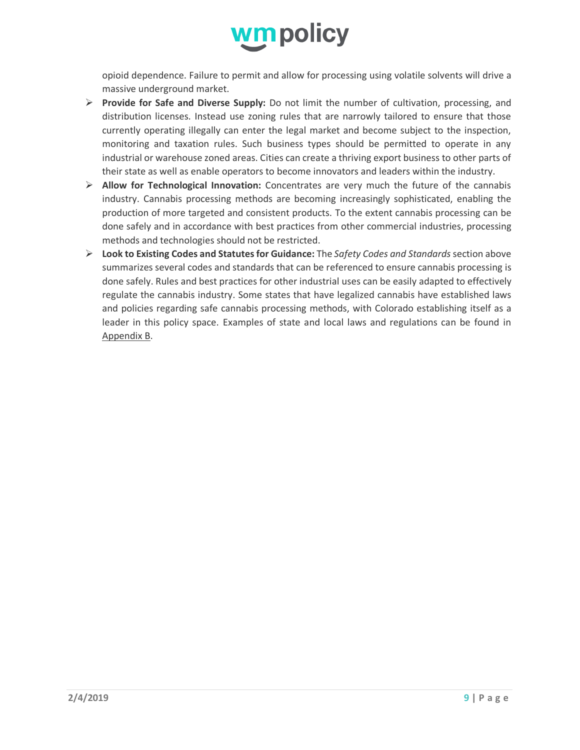opioid dependence. Failure to permit and allow for processing using volatile solvents will drive a massive underground market.

- **Provide for Safe and Diverse Supply:** Do not limit the number of cultivation, processing, and distribution licenses. Instead use zoning rules that are narrowly tailored to ensure that those currently operating illegally can enter the legal market and become subject to the inspection, monitoring and taxation rules. Such business types should be permitted to operate in any industrial or warehouse zoned areas. Cities can create a thriving export business to other parts of their state as well as enable operators to become innovators and leaders within the industry.
- **Allow for Technological Innovation:** Concentrates are very much the future of the cannabis industry. Cannabis processing methods are becoming increasingly sophisticated, enabling the production of more targeted and consistent products. To the extent cannabis processing can be done safely and in accordance with best practices from other commercial industries, processing methods and technologies should not be restricted.
- **Look to Existing Codes and Statutes for Guidance:** The *Safety Codes and Standards* section above summarizes several codes and standards that can be referenced to ensure cannabis processing is done safely. Rules and best practices for other industrial uses can be easily adapted to effectively regulate the cannabis industry. Some states that have legalized cannabis have established laws and policies regarding safe cannabis processing methods, with Colorado establishing itself as a leader in this policy space. Examples of state and local laws and regulations can be found in Appendix B.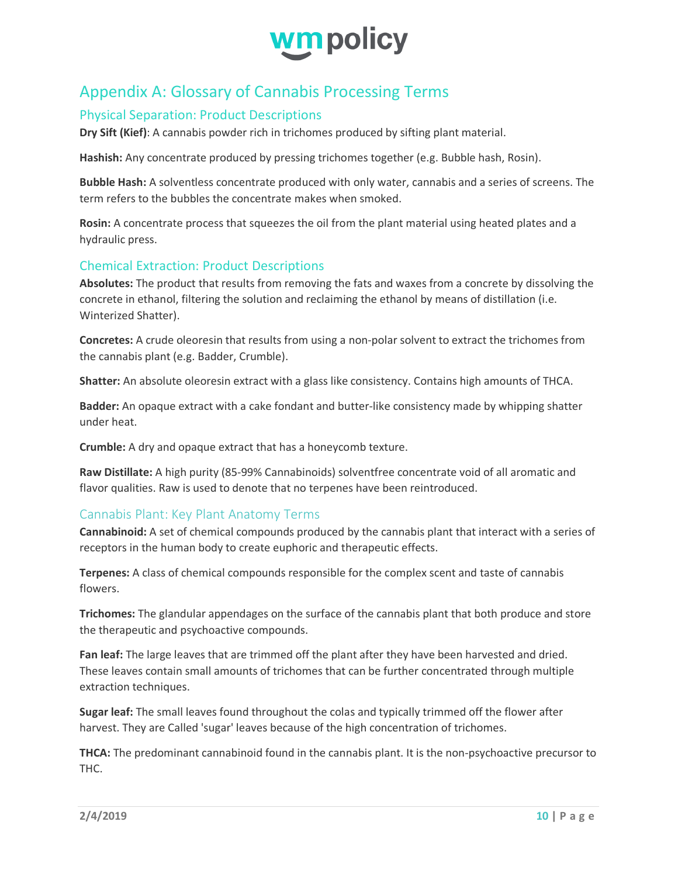# Appendix A: Glossary of Cannabis Processing Terms

## Physical Separation: Product Descriptions

**Dry Sift (Kief)**: A cannabis powder rich in trichomes produced by sifting plant material.

**Hashish:** Any concentrate produced by pressing trichomes together (e.g. Bubble hash, Rosin).

**Bubble Hash:** A solventless concentrate produced with only water, cannabis and a series of screens. The term refers to the bubbles the concentrate makes when smoked.

**Rosin:** A concentrate process that squeezes the oil from the plant material using heated plates and a hydraulic press.

## Chemical Extraction: Product Descriptions

**Absolutes:** The product that results from removing the fats and waxes from a concrete by dissolving the concrete in ethanol, filtering the solution and reclaiming the ethanol by means of distillation (i.e. Winterized Shatter).

**Concretes:** A crude oleoresin that results from using a non-polar solvent to extract the trichomes from the cannabis plant (e.g. Badder, Crumble).

**Shatter:** An absolute oleoresin extract with a glass like consistency. Contains high amounts of THCA.

**Badder:** An opaque extract with a cake fondant and butter-like consistency made by whipping shatter under heat.

**Crumble:** A dry and opaque extract that has a honeycomb texture.

**Raw Distillate:** A high purity (85-99% Cannabinoids) solventfree concentrate void of all aromatic and flavor qualities. Raw is used to denote that no terpenes have been reintroduced.

## Cannabis Plant: Key Plant Anatomy Terms

**Cannabinoid:** A set of chemical compounds produced by the cannabis plant that interact with a series of receptors in the human body to create euphoric and therapeutic effects.

**Terpenes:** A class of chemical compounds responsible for the complex scent and taste of cannabis flowers.

**Trichomes:** The glandular appendages on the surface of the cannabis plant that both produce and store the therapeutic and psychoactive compounds.

**Fan leaf:** The large leaves that are trimmed off the plant after they have been harvested and dried. These leaves contain small amounts of trichomes that can be further concentrated through multiple extraction techniques.

**Sugar leaf:** The small leaves found throughout the colas and typically trimmed off the flower after harvest. They are Called 'sugar' leaves because of the high concentration of trichomes.

**THCA:** The predominant cannabinoid found in the cannabis plant. It is the non-psychoactive precursor to THC.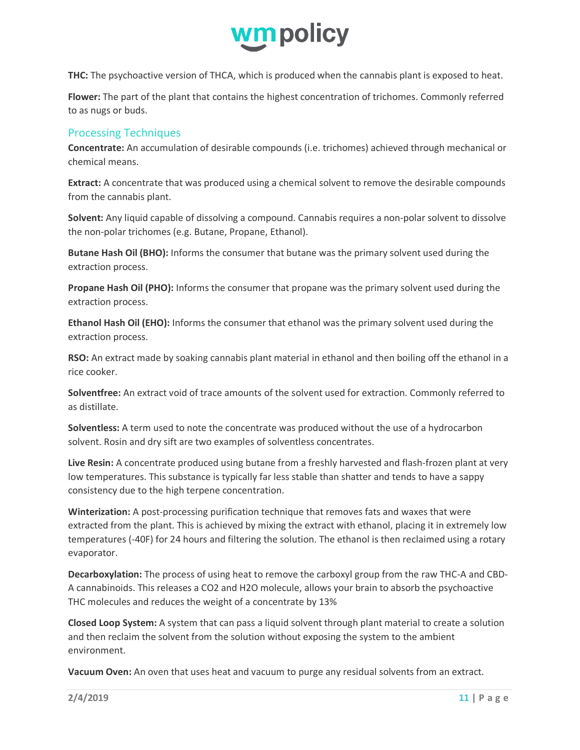**THC:** The psychoactive version of THCA, which is produced when the cannabis plant is exposed to heat.

**Flower:** The part of the plant that contains the highest concentration of trichomes. Commonly referred to as nugs or buds.

## Processing Techniques

**Concentrate:** An accumulation of desirable compounds (i.e. trichomes) achieved through mechanical or chemical means.

**Extract:** A concentrate that was produced using a chemical solvent to remove the desirable compounds from the cannabis plant.

**Solvent:** Any liquid capable of dissolving a compound. Cannabis requires a non-polar solvent to dissolve the non-polar trichomes (e.g. Butane, Propane, Ethanol).

**Butane Hash Oil (BHO):** Informs the consumer that butane was the primary solvent used during the extraction process.

**Propane Hash Oil (PHO):** Informs the consumer that propane was the primary solvent used during the extraction process.

**Ethanol Hash Oil (EHO):** Informs the consumer that ethanol was the primary solvent used during the extraction process.

**RSO:** An extract made by soaking cannabis plant material in ethanol and then boiling off the ethanol in a rice cooker.

**Solventfree:** An extract void of trace amounts of the solvent used for extraction. Commonly referred to as distillate.

**Solventless:** A term used to note the concentrate was produced without the use of a hydrocarbon solvent. Rosin and dry sift are two examples of solventless concentrates.

**Live Resin:** A concentrate produced using butane from a freshly harvested and flash-frozen plant at very low temperatures. This substance is typically far less stable than shatter and tends to have a sappy consistency due to the high terpene concentration.

**Winterization:** A post-processing purification technique that removes fats and waxes that were extracted from the plant. This is achieved by mixing the extract with ethanol, placing it in extremely low temperatures (-40F) for 24 hours and filtering the solution. The ethanol is then reclaimed using a rotary evaporator.

**Decarboxylation:** The process of using heat to remove the carboxyl group from the raw THC-A and CBD-A cannabinoids. This releases a $CO_2$ and $H_2O$ molecule, allows your brain to absorb the psychoactive THC molecules and reduces the weight of a concentrate by 13%

**Closed Loop System:** A system that can pass a liquid solvent through plant material to create a solution and then reclaim the solvent from the solution without exposing the system to the ambient environment.

**Vacuum Oven:** An oven that uses heat and vacuum to purge any residual solvents from an extract.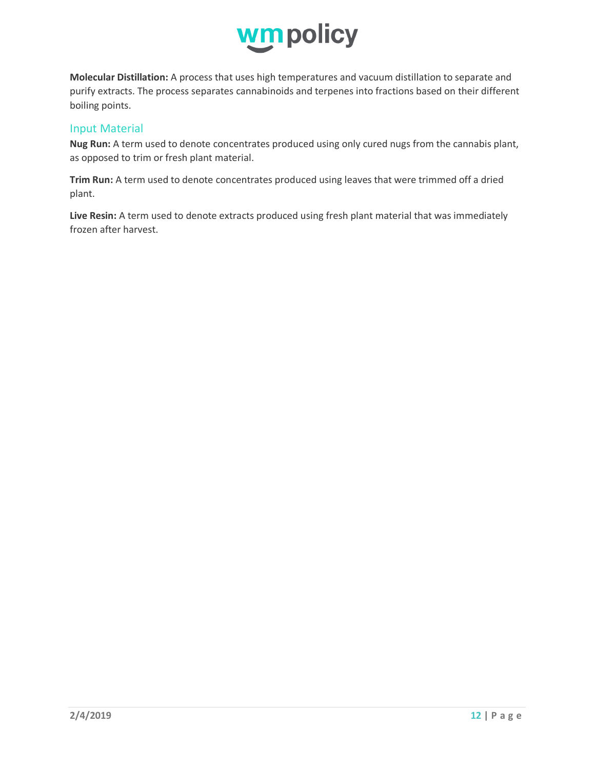**Molecular Distillation:** A process that uses high temperatures and vacuum distillation to separate and purify extracts. The process separates cannabinoids and terpenes into fractions based on their different boiling points.

## Input Material

**Nug Run:** A term used to denote concentrates produced using only cured nugs from the cannabis plant, as opposed to trim or fresh plant material.

**Trim Run:** A term used to denote concentrates produced using leaves that were trimmed off a dried plant.

**Live Resin:** A term used to denote extracts produced using fresh plant material that was immediately frozen after harvest.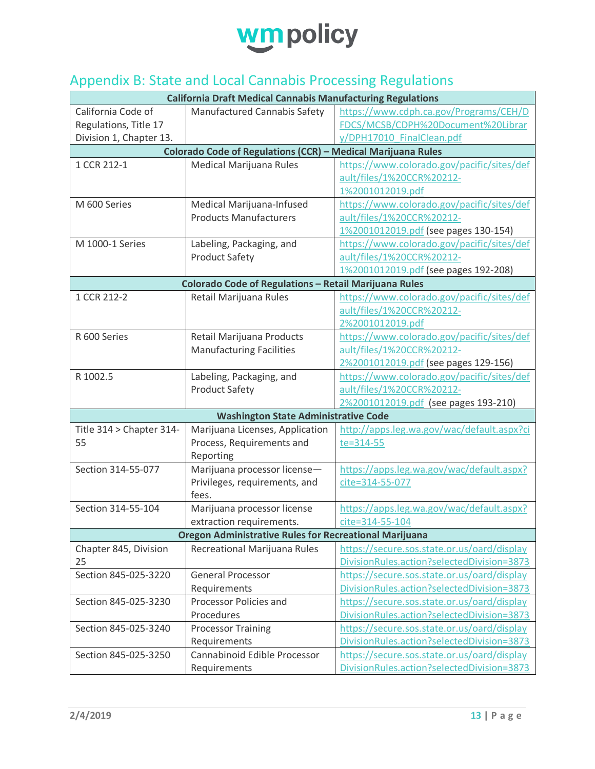## Appendix B: State and Local Cannabis Processing Regulations

| California Draft Medical Cannabis Manufacturing Regulations | | |
|---|---|---|
| California Code of Regulations, Title 17 Division 1, Chapter 13. | Manufactured Cannabis Safety | https://www.cdph.ca.gov/Programs/CEH/DFDCS/MCSB/CDPH%20Document%20Library/DPH17010_FinalClean.pdf |
| **Colorado Code of Regulations (CCR) – Medical Marijuana Rules** | | |
| 1 CCR 212-1 | Medical Marijuana Rules | https://www.colorado.gov/pacific/sites/default/files/1%20CCR%20212-1%2001012019.pdf |
| M 600 Series | Medical Marijuana-Infused Products Manufacturers | https://www.colorado.gov/pacific/sites/default/files/1%20CCR%20212-1%2001012019.pdf (see pages 130-154) |
| M 1000-1 Series | Labeling, Packaging, and Product Safety | https://www.colorado.gov/pacific/sites/default/files/1%20CCR%20212-1%2001012019.pdf (see pages 192-208) |
| **Colorado Code of Regulations – Retail Marijuana Rules** | | |
| 1 CCR 212-2 | Retail Marijuana Rules | https://www.colorado.gov/pacific/sites/default/files/1%20CCR%20212-2%2001012019.pdf |
| R 600 Series | Retail Marijuana Products Manufacturing Facilities | https://www.colorado.gov/pacific/sites/default/files/1%20CCR%20212-2%2001012019.pdf (see pages 129-156) |
| R 1002.5 | Labeling, Packaging, and Product Safety | https://www.colorado.gov/pacific/sites/default/files/1%20CCR%20212-2%2001012019.pdf (see pages 193-210) |
| **Washington State Administrative Code** | | |
| Title 314 > Chapter 314-55 | Marijuana Licenses, Application Process, Requirements and Reporting | http://apps.leg.wa.gov/wac/default.aspx?cite=314-55 |
| Section 314-55-077 | Marijuana processor license—Privileges, requirements, and fees. | https://apps.leg.wa.gov/wac/default.aspx?cite=314-55-077 |
| Section 314-55-104 | Marijuana processor license extraction requirements. | https://apps.leg.wa.gov/wac/default.aspx?cite=314-55-104 |
| **Oregon Administrative Rules for Recreational Marijuana** | | |
| Chapter 845, Division 25 | Recreational Marijuana Rules | https://secure.sos.state.or.us/oard/displayDivisionRules.action?selectedDivision=3873 |
| Section 845-025-3220 | General Processor Requirements | https://secure.sos.state.or.us/oard/displayDivisionRules.action?selectedDivision=3873 |
| Section 845-025-3230 | Processor Policies and Procedures | https://secure.sos.state.or.us/oard/displayDivisionRules.action?selectedDivision=3873 |
| Section 845-025-3240 | Processor Training Requirements | https://secure.sos.state.or.us/oard/displayDivisionRules.action?selectedDivision=3873 |
| Section 845-025-3250 | Cannabinoid Edible Processor Requirements | https://secure.sos.state.or.us/oard/displayDivisionRules.action?selectedDivision=3873 |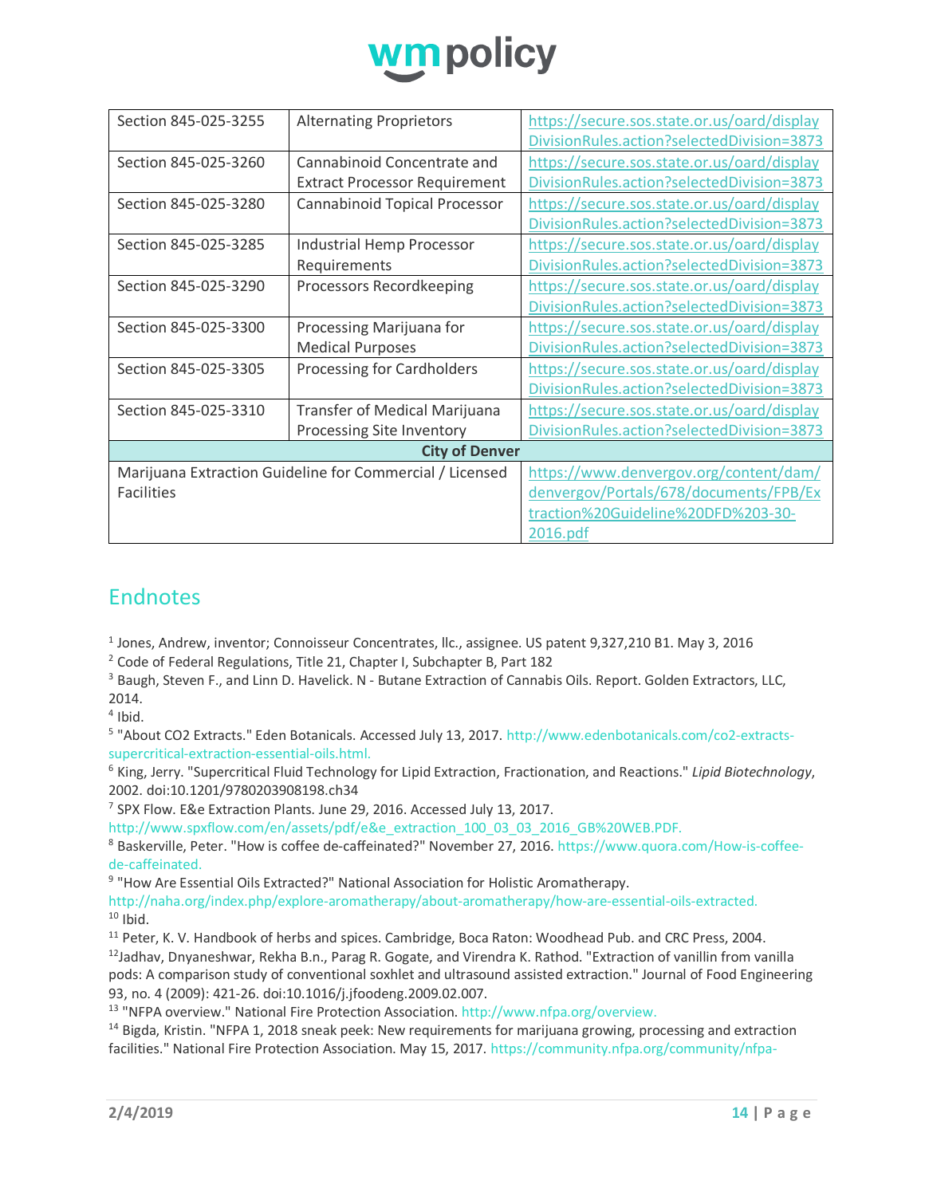| Section 845-025-3255 | Alternating Proprietors | https://secure.sos.state.or.us/oard/displayDivisionRules.action?selectedDivision=3873 |
|---|---|---|
| Section 845-025-3260 | Cannabinoid Concentrate and Extract Processor Requirement | https://secure.sos.state.or.us/oard/displayDivisionRules.action?selectedDivision=3873 |
| Section 845-025-3280 | Cannabinoid Topical Processor | https://secure.sos.state.or.us/oard/displayDivisionRules.action?selectedDivision=3873 |
| Section 845-025-3285 | Industrial Hemp Processor Requirements | https://secure.sos.state.or.us/oard/displayDivisionRules.action?selectedDivision=3873 |
| Section 845-025-3290 | Processors Recordkeeping | https://secure.sos.state.or.us/oard/displayDivisionRules.action?selectedDivision=3873 |
| Section 845-025-3300 | Processing Marijuana for Medical Purposes | https://secure.sos.state.or.us/oard/displayDivisionRules.action?selectedDivision=3873 |
| Section 845-025-3305 | Processing for Cardholders | https://secure.sos.state.or.us/oard/displayDivisionRules.action?selectedDivision=3873 |
| Section 845-025-3310 | Transfer of Medical Marijuana Processing Site Inventory | https://secure.sos.state.or.us/oard/displayDivisionRules.action?selectedDivision=3873 |
| **City of Denver** | | |
| Marijuana Extraction Guideline for Commercial / Licensed Facilities | | https://www.denvergov.org/content/dam/denvergov/Portals/678/documents/FPB/Extraction%20Guideline%20DFD%203-30-2016.pdf |

## Endnotes

[1] Jones, Andrew, inventor; Connoisseur Concentrates, llc., assignee. US patent 9,327,210 B1. May 3, 2016

[2] Code of Federal Regulations, Title 21, Chapter I, Subchapter B, Part 182

[3] Baugh, Steven F., and Linn D. Havelick. N - Butane Extraction of Cannabis Oils. Report. Golden Extractors, LLC, 2014.

[4] Ibid.

[5] "About CO2 Extracts." Eden Botanicals. Accessed July 13, 2017. http://www.edenbotanicals.com/co2-extracts-supercritical-extraction-essential-oils.html.

[6] King, Jerry. "Supercritical Fluid Technology for Lipid Extraction, Fractionation, and Reactions." *Lipid Biotechnology*, 2002. doi:10.1201/9780203908198.ch34

[7] SPX Flow. E&e Extraction Plants. June 29, 2016. Accessed July 13, 2017. http://www.spxflow.com/en/assets/pdf/e&e_extraction_100_03_03_2016_GB%20WEB.PDF.

[8] Baskerville, Peter. "How is coffee de-caffeinated?" November 27, 2016. https://www.quora.com/How-is-coffee-de-caffeinated.

[9] "How Are Essential Oils Extracted?" National Association for Holistic Aromatherapy. http://naha.org/index.php/explore-aromatherapy/about-aromatherapy/how-are-essential-oils-extracted.

[10] Ibid.

[11] Peter, K. V. Handbook of herbs and spices. Cambridge, Boca Raton: Woodhead Pub. and CRC Press, 2004.

[12] Jadhav, Dnyaneshwar, Rekha B.n., Parag R. Gogate, and Virendra K. Rathod. "Extraction of vanillin from vanilla pods: A comparison study of conventional soxhlet and ultrasound assisted extraction." Journal of Food Engineering 93, no. 4 (2009): 421-26. doi:10.1016/j.jfoodeng.2009.02.007.

[13] "NFPA overview." National Fire Protection Association. http://www.nfpa.org/overview.

[14] Bigda, Kristin. "NFPA 1, 2018 sneak peek: New requirements for marijuana growing, processing and extraction facilities." National Fire Protection Association. May 15, 2017. https://community.nfpa.org/community/nfpa-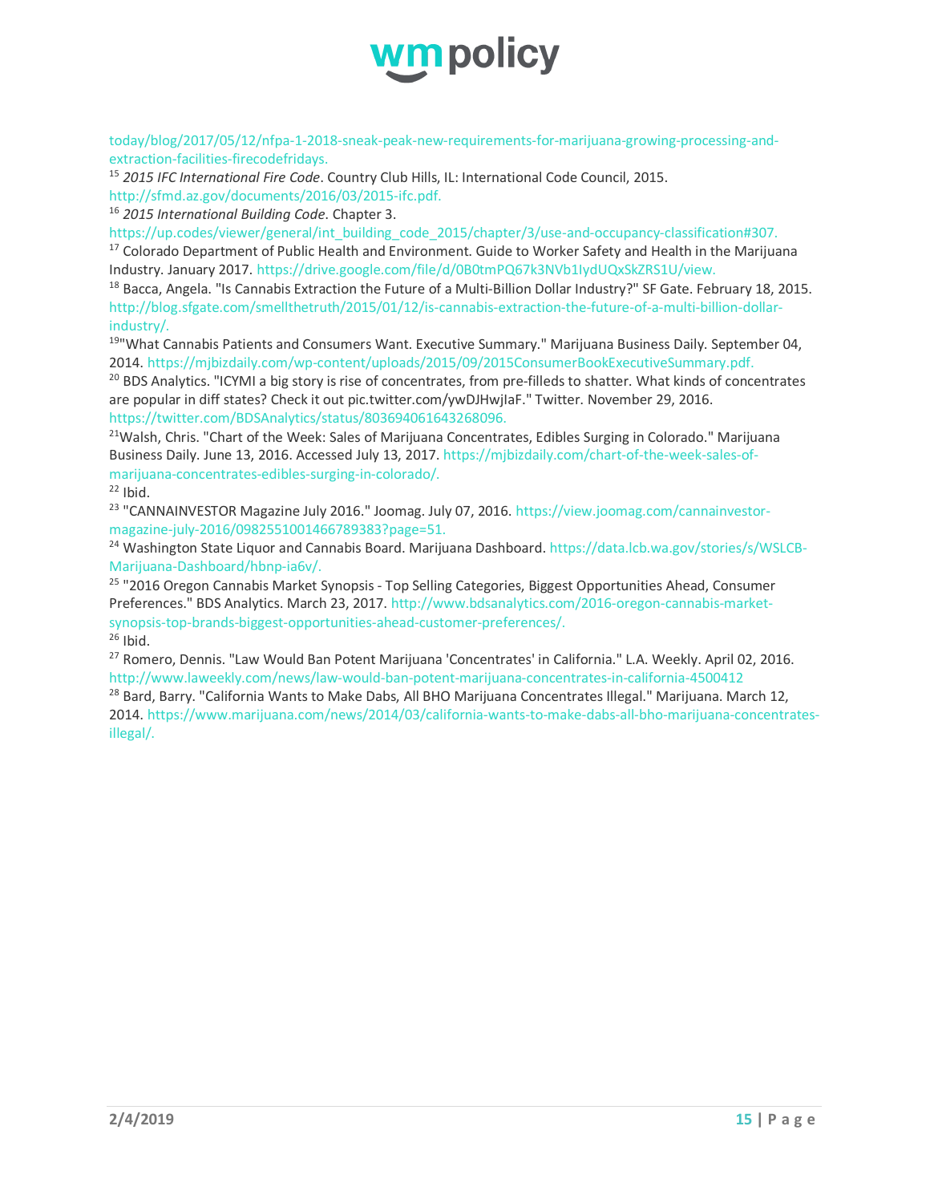today/blog/2017/05/12/nfpa-1-2018-sneak-peak-new-requirements-for-marijuana-growing-processing-and-extraction-facilities-firecodefridays.

[15] *2015 IFC International Fire Code*. Country Club Hills, IL: International Code Council, 2015. http://sfmd.az.gov/documents/2016/03/2015-ifc.pdf.

[16] *2015 International Building Code*. Chapter 3. https://up.codes/viewer/general/int_building_code_2015/chapter/3/use-and-occupancy-classification#307.

[17] Colorado Department of Public Health and Environment. Guide to Worker Safety and Health in the Marijuana Industry. January 2017. https://drive.google.com/file/d/0B0tmPQ67k3NVb1IydUQxSkZRS1U/view.

[18] Bacca, Angela. "Is Cannabis Extraction the Future of a Multi-Billion Dollar Industry?" SF Gate. February 18, 2015. http://blog.sfgate.com/smellthetruth/2015/01/12/is-cannabis-extraction-the-future-of-a-multi-billion-dollar-industry/.

[19] "What Cannabis Patients and Consumers Want. Executive Summary." Marijuana Business Daily. September 04, 2014. https://mjbizdaily.com/wp-content/uploads/2015/09/2015ConsumerBookExecutiveSummary.pdf.

[20] BDS Analytics. "ICYMI a big story is rise of concentrates, from pre-filleds to shatter. What kinds of concentrates are popular in diff states? Check it out pic.twitter.com/ywDJHwjIaF." Twitter. November 29, 2016. https://twitter.com/BDSAnalytics/status/803694061643268096.

[21] Walsh, Chris. "Chart of the Week: Sales of Marijuana Concentrates, Edibles Surging in Colorado." Marijuana Business Daily. June 13, 2016. Accessed July 13, 2017. https://mjbizdaily.com/chart-of-the-week-sales-of-marijuana-concentrates-edibles-surging-in-colorado/.

[22] Ibid.

[23] "CANNAINVESTOR Magazine July 2016." Joomag. July 07, 2016. https://view.joomag.com/cannainvestor-magazine-july-2016/0982551001466789383?page=51.

[24] Washington State Liquor and Cannabis Board. Marijuana Dashboard. https://data.lcb.wa.gov/stories/s/WSLCB-Marijuana-Dashboard/hbnp-ia6v/.

[25] "2016 Oregon Cannabis Market Synopsis - Top Selling Categories, Biggest Opportunities Ahead, Consumer Preferences." BDS Analytics. March 23, 2017. http://www.bdsanalytics.com/2016-oregon-cannabis-market-synopsis-top-brands-biggest-opportunities-ahead-customer-preferences/.

[26] Ibid.

[27] Romero, Dennis. "Law Would Ban Potent Marijuana 'Concentrates' in California." L.A. Weekly. April 02, 2016. http://www.laweekly.com/news/law-would-ban-potent-marijuana-concentrates-in-california-4500412

[28] Bard, Barry. "California Wants to Make Dabs, All BHO Marijuana Concentrates Illegal." Marijuana. March 12, 2014. https://www.marijuana.com/news/2014/03/california-wants-to-make-dabs-all-bho-marijuana-concentrates-illegal/.